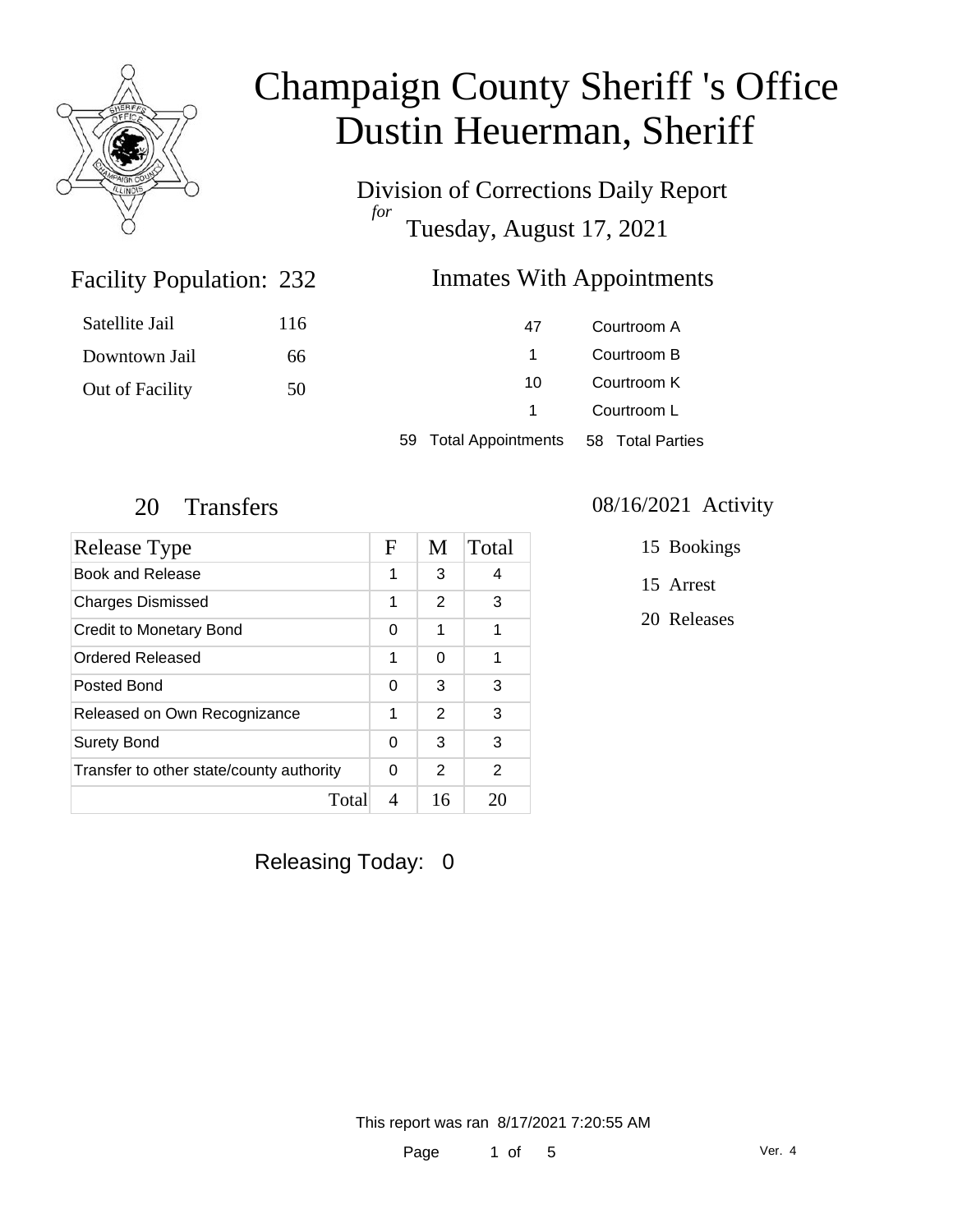# Champaign County Sheriff 's Office
# Dustin Heuerman, Sheriff

## Division of Corrections Daily Report
*for*
## Tuesday, August 17, 2021

### Facility Population: 232

| | |
|---|---|
| Satellite Jail | 116 |
| Downtown Jail | 66 |
| Out of Facility | 50 |

### Inmates With Appointments

| | |
|---|---|
| 47 | Courtroom A |
| 1 | Courtroom B |
| 10 | Courtroom K |
| 1 | Courtroom L |

59 Total Appointments 58 Total Parties

### 20 Transfers

| Release Type | F | M | Total |
|---|---|---|---|
| Book and Release | 1 | 3 | 4 |
| Charges Dismissed | 1 | 2 | 3 |
| Credit to Monetary Bond | 0 | 1 | 1 |
| Ordered Released | 1 | 0 | 1 |
| Posted Bond | 0 | 3 | 3 |
| Released on Own Recognizance | 1 | 2 | 3 |
| Surety Bond | 0 | 3 | 3 |
| Transfer to other state/county authority | 0 | 2 | 2 |
| Total | 4 | 16 | 20 |

### 08/16/2021 Activity

15 Bookings

15 Arrest

20 Releases

Releasing Today: 0

This report was ran 8/17/2021 7:20:55 AM

Ver. 4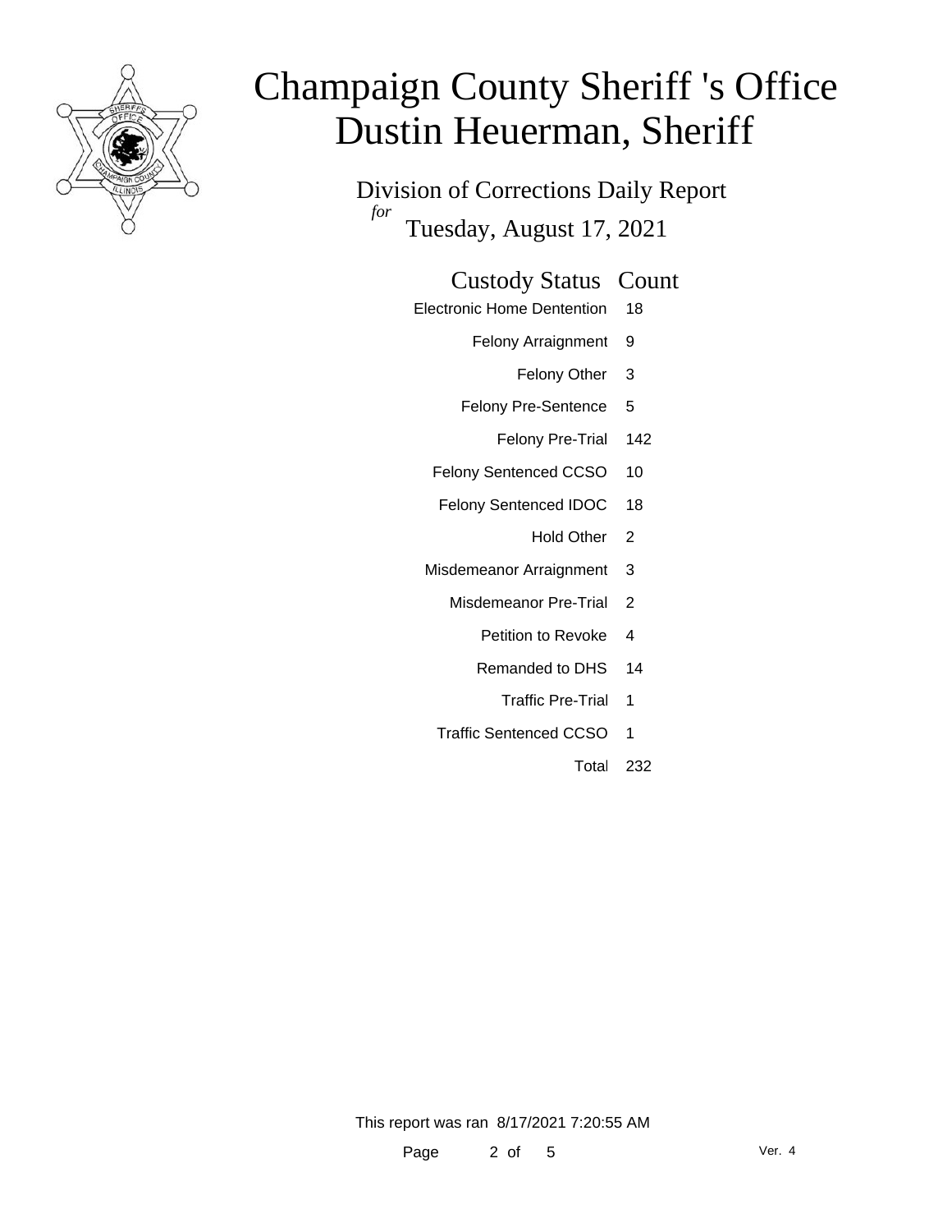# Champaign County Sheriff 's Office
# Dustin Heuerman, Sheriff

## Division of Corrections Daily Report

*for*

Tuesday, August 17, 2021

| Custody Status | Count |
|---|---|
| Electronic Home Dentention | 18 |
| Felony Arraignment | 9 |
| Felony Other | 3 |
| Felony Pre-Sentence | 5 |
| Felony Pre-Trial | 142 |
| Felony Sentenced CCSO | 10 |
| Felony Sentenced IDOC | 18 |
| Hold Other | 2 |
| Misdemeanor Arraignment | 3 |
| Misdemeanor Pre-Trial | 2 |
| Petition to Revoke | 4 |
| Remanded to DHS | 14 |
| Traffic Pre-Trial | 1 |
| Traffic Sentenced CCSO | 1 |
| Total | 232 |

This report was ran 8/17/2021 7:20:55 AM

Ver. 4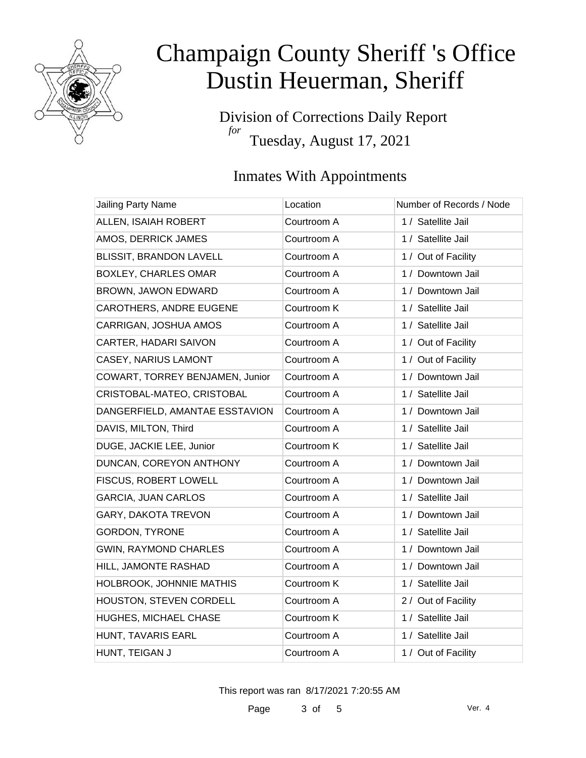# Champaign County Sheriff 's Office
# Dustin Heuerman, Sheriff

Division of Corrections Daily Report
*for*
Tuesday, August 17, 2021

## Inmates With Appointments

| Jailing Party Name | Location | Number of Records / Node |
|---|---|---|
| ALLEN, ISAIAH ROBERT | Courtroom A | 1 / Satellite Jail |
| AMOS, DERRICK JAMES | Courtroom A | 1 / Satellite Jail |
| BLISSIT, BRANDON LAVELL | Courtroom A | 1 / Out of Facility |
| BOXLEY, CHARLES OMAR | Courtroom A | 1 / Downtown Jail |
| BROWN, JAWON EDWARD | Courtroom A | 1 / Downtown Jail |
| CAROTHERS, ANDRE EUGENE | Courtroom K | 1 / Satellite Jail |
| CARRIGAN, JOSHUA AMOS | Courtroom A | 1 / Satellite Jail |
| CARTER, HADARI SAIVON | Courtroom A | 1 / Out of Facility |
| CASEY, NARIUS LAMONT | Courtroom A | 1 / Out of Facility |
| COWART, TORREY BENJAMEN, Junior | Courtroom A | 1 / Downtown Jail |
| CRISTOBAL-MATEO, CRISTOBAL | Courtroom A | 1 / Satellite Jail |
| DANGERFIELD, AMANTAE ESSTAVION | Courtroom A | 1 / Downtown Jail |
| DAVIS, MILTON, Third | Courtroom A | 1 / Satellite Jail |
| DUGE, JACKIE LEE, Junior | Courtroom K | 1 / Satellite Jail |
| DUNCAN, COREYON ANTHONY | Courtroom A | 1 / Downtown Jail |
| FISCUS, ROBERT LOWELL | Courtroom A | 1 / Downtown Jail |
| GARCIA, JUAN CARLOS | Courtroom A | 1 / Satellite Jail |
| GARY, DAKOTA TREVON | Courtroom A | 1 / Downtown Jail |
| GORDON, TYRONE | Courtroom A | 1 / Satellite Jail |
| GWIN, RAYMOND CHARLES | Courtroom A | 1 / Downtown Jail |
| HILL, JAMONTE RASHAD | Courtroom A | 1 / Downtown Jail |
| HOLBROOK, JOHNNIE MATHIS | Courtroom K | 1 / Satellite Jail |
| HOUSTON, STEVEN CORDELL | Courtroom A | 2 / Out of Facility |
| HUGHES, MICHAEL CHASE | Courtroom K | 1 / Satellite Jail |
| HUNT, TAVARIS EARL | Courtroom A | 1 / Satellite Jail |
| HUNT, TEIGAN J | Courtroom A | 1 / Out of Facility |

This report was ran 8/17/2021 7:20:55 AM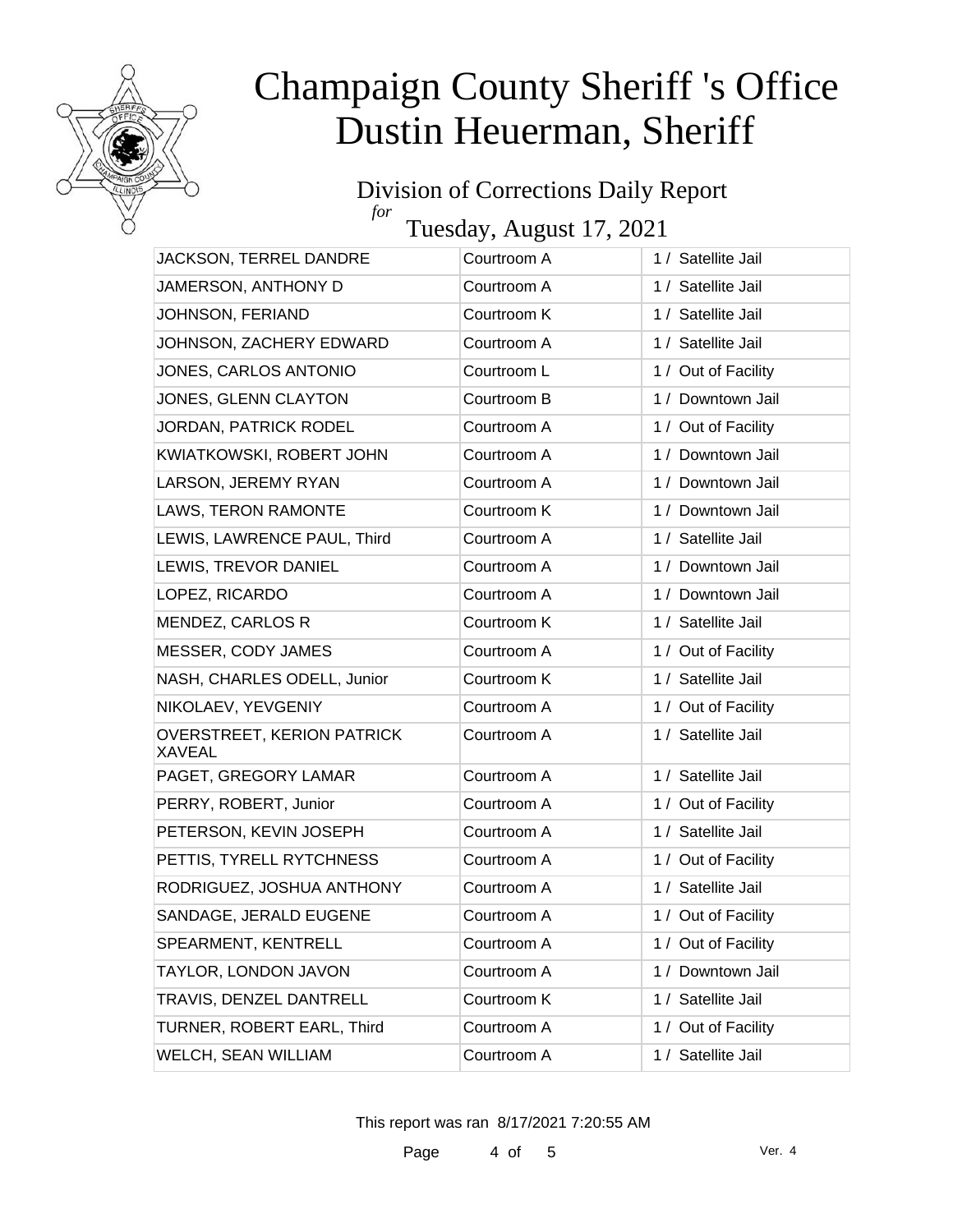# Champaign County Sheriff 's Office
# Dustin Heuerman, Sheriff

## Division of Corrections Daily Report

*for*

## Tuesday, August 17, 2021

| | | |
|---|---|---|
| JACKSON, TERREL DANDRE | Courtroom A | 1 / Satellite Jail |
| JAMERSON, ANTHONY D | Courtroom A | 1 / Satellite Jail |
| JOHNSON, FERIAND | Courtroom K | 1 / Satellite Jail |
| JOHNSON, ZACHERY EDWARD | Courtroom A | 1 / Satellite Jail |
| JONES, CARLOS ANTONIO | Courtroom L | 1 / Out of Facility |
| JONES, GLENN CLAYTON | Courtroom B | 1 / Downtown Jail |
| JORDAN, PATRICK RODEL | Courtroom A | 1 / Out of Facility |
| KWIATKOWSKI, ROBERT JOHN | Courtroom A | 1 / Downtown Jail |
| LARSON, JEREMY RYAN | Courtroom A | 1 / Downtown Jail |
| LAWS, TERON RAMONTE | Courtroom K | 1 / Downtown Jail |
| LEWIS, LAWRENCE PAUL, Third | Courtroom A | 1 / Satellite Jail |
| LEWIS, TREVOR DANIEL | Courtroom A | 1 / Downtown Jail |
| LOPEZ, RICARDO | Courtroom A | 1 / Downtown Jail |
| MENDEZ, CARLOS R | Courtroom K | 1 / Satellite Jail |
| MESSER, CODY JAMES | Courtroom A | 1 / Out of Facility |
| NASH, CHARLES ODELL, Junior | Courtroom K | 1 / Satellite Jail |
| NIKOLAEV, YEVGENIY | Courtroom A | 1 / Out of Facility |
| OVERSTREET, KERION PATRICK XAVEAL | Courtroom A | 1 / Satellite Jail |
| PAGET, GREGORY LAMAR | Courtroom A | 1 / Satellite Jail |
| PERRY, ROBERT, Junior | Courtroom A | 1 / Out of Facility |
| PETERSON, KEVIN JOSEPH | Courtroom A | 1 / Satellite Jail |
| PETTIS, TYRELL RYTCHNESS | Courtroom A | 1 / Out of Facility |
| RODRIGUEZ, JOSHUA ANTHONY | Courtroom A | 1 / Satellite Jail |
| SANDAGE, JERALD EUGENE | Courtroom A | 1 / Out of Facility |
| SPEARMENT, KENTRELL | Courtroom A | 1 / Out of Facility |
| TAYLOR, LONDON JAVON | Courtroom A | 1 / Downtown Jail |
| TRAVIS, DENZEL DANTRELL | Courtroom K | 1 / Satellite Jail |
| TURNER, ROBERT EARL, Third | Courtroom A | 1 / Out of Facility |
| WELCH, SEAN WILLIAM | Courtroom A | 1 / Satellite Jail |

This report was ran 8/17/2021 7:20:55 AM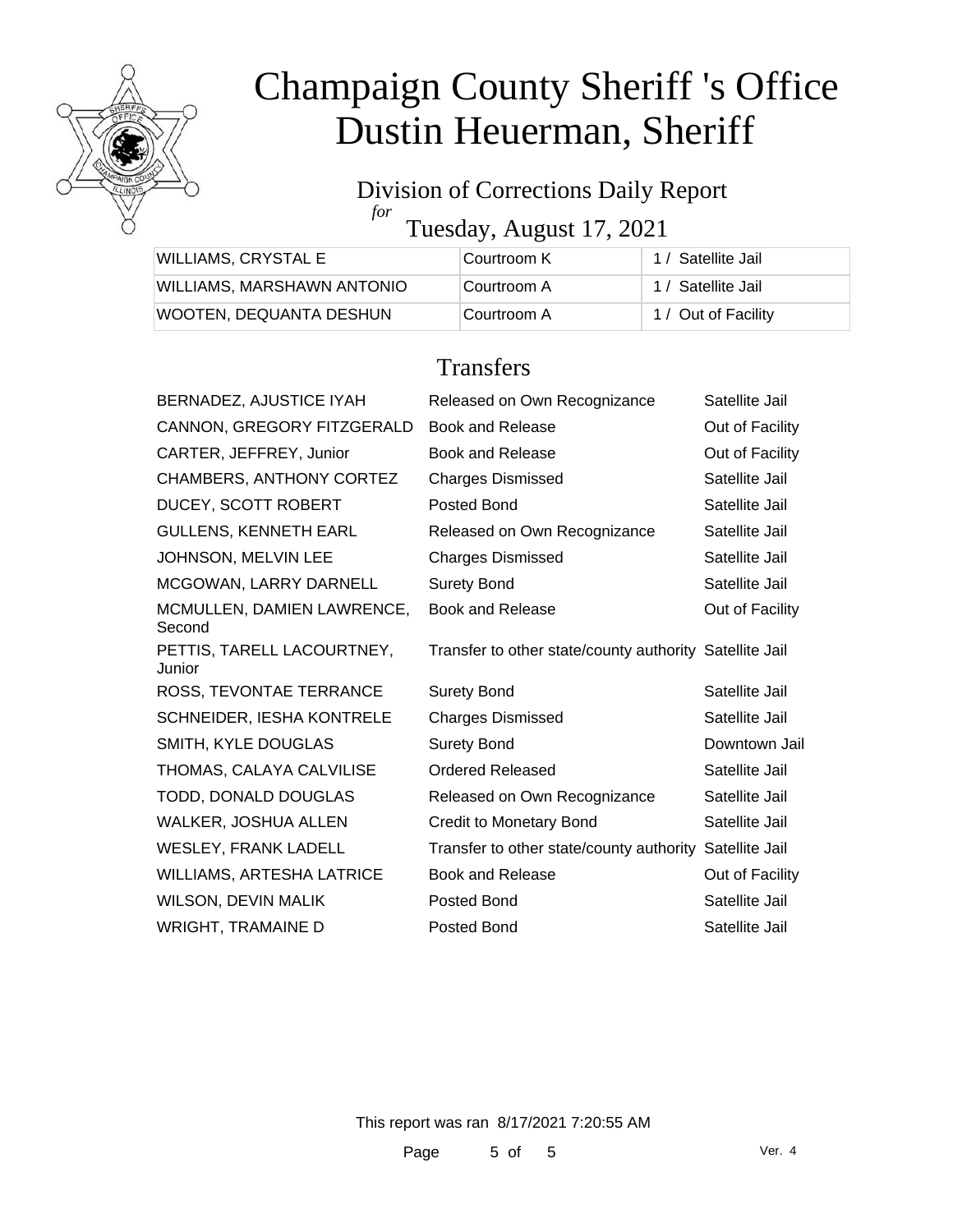# Champaign County Sheriff 's Office
# Dustin Heuerman, Sheriff

## Division of Corrections Daily Report

*for*

## Tuesday, August 17, 2021

| | | |
|---|---|---|
| WILLIAMS, CRYSTAL E | Courtroom K | 1 / Satellite Jail |
| WILLIAMS, MARSHAWN ANTONIO | Courtroom A | 1 / Satellite Jail |
| WOOTEN, DEQUANTA DESHUN | Courtroom A | 1 / Out of Facility |

## Transfers

| | | |
|---|---|---|
| BERNADEZ, AJUSTICE IYAH | Released on Own Recognizance | Satellite Jail |
| CANNON, GREGORY FITZGERALD | Book and Release | Out of Facility |
| CARTER, JEFFREY, Junior | Book and Release | Out of Facility |
| CHAMBERS, ANTHONY CORTEZ | Charges Dismissed | Satellite Jail |
| DUCEY, SCOTT ROBERT | Posted Bond | Satellite Jail |
| GULLENS, KENNETH EARL | Released on Own Recognizance | Satellite Jail |
| JOHNSON, MELVIN LEE | Charges Dismissed | Satellite Jail |
| MCGOWAN, LARRY DARNELL | Surety Bond | Satellite Jail |
| MCMULLEN, DAMIEN LAWRENCE, Second | Book and Release | Out of Facility |
| PETTIS, TARELL LACOURTNEY, Junior | Transfer to other state/county authority | Satellite Jail |
| ROSS, TEVONTAE TERRANCE | Surety Bond | Satellite Jail |
| SCHNEIDER, IESHA KONTRELE | Charges Dismissed | Satellite Jail |
| SMITH, KYLE DOUGLAS | Surety Bond | Downtown Jail |
| THOMAS, CALAYA CALVILISE | Ordered Released | Satellite Jail |
| TODD, DONALD DOUGLAS | Released on Own Recognizance | Satellite Jail |
| WALKER, JOSHUA ALLEN | Credit to Monetary Bond | Satellite Jail |
| WESLEY, FRANK LADELL | Transfer to other state/county authority | Satellite Jail |
| WILLIAMS, ARTESHA LATRICE | Book and Release | Out of Facility |
| WILSON, DEVIN MALIK | Posted Bond | Satellite Jail |
| WRIGHT, TRAMAINE D | Posted Bond | Satellite Jail |

This report was ran 8/17/2021 7:20:55 AM